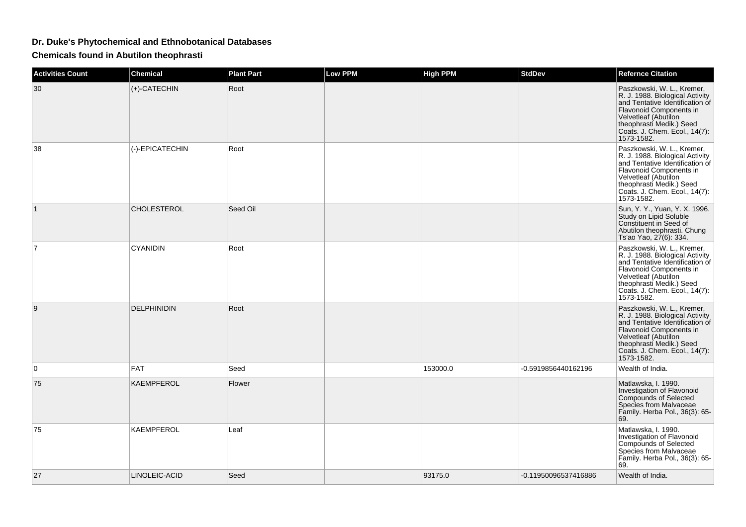# Dr. Duke's Phytochemical and Ethnobotanical Databases

## Chemicals found in Abutilon theophrasti

| Activities Count | Chemical | Plant Part | Low PPM | High PPM | StdDev | Refernce Citation |
|---|---|---|---|---|---|---|
| 30 | (+)-CATECHIN | Root | | | | Paszkowski, W. L., Kremer, R. J. 1988. Biological Activity and Tentative Identification of Flavonoid Components in Velvetleaf (Abutilon theophrasti Medik.) Seed Coats. J. Chem. Ecol., 14(7): 1573-1582. |
| 38 | (-)-EPICATECHIN | Root | | | | Paszkowski, W. L., Kremer, R. J. 1988. Biological Activity and Tentative Identification of Flavonoid Components in Velvetleaf (Abutilon theophrasti Medik.) Seed Coats. J. Chem. Ecol., 14(7): 1573-1582. |
| 1 | CHOLESTEROL | Seed Oil | | | | Sun, Y. Y., Yuan, Y. X. 1996. Study on Lipid Soluble Constituent in Seed of Abutilon theophrasti. Chung Ts'ao Yao, 27(6): 334. |
| 7 | CYANIDIN | Root | | | | Paszkowski, W. L., Kremer, R. J. 1988. Biological Activity and Tentative Identification of Flavonoid Components in Velvetleaf (Abutilon theophrasti Medik.) Seed Coats. J. Chem. Ecol., 14(7): 1573-1582. |
| 9 | DELPHINIDIN | Root | | | | Paszkowski, W. L., Kremer, R. J. 1988. Biological Activity and Tentative Identification of Flavonoid Components in Velvetleaf (Abutilon theophrasti Medik.) Seed Coats. J. Chem. Ecol., 14(7): 1573-1582. |
| 0 | FAT | Seed | | 153000.0 | -0.5919856440162196 | Wealth of India. |
| 75 | KAEMPFEROL | Flower | | | | Matlawska, I. 1990. Investigation of Flavonoid Compounds of Selected Species from Malvaceae Family. Herba Pol., 36(3): 65-69. |
| 75 | KAEMPFEROL | Leaf | | | | Matlawska, I. 1990. Investigation of Flavonoid Compounds of Selected Species from Malvaceae Family. Herba Pol., 36(3): 65-69. |
| 27 | LINOLEIC-ACID | Seed | | 93175.0 | -0.11950096537416886 | Wealth of India. |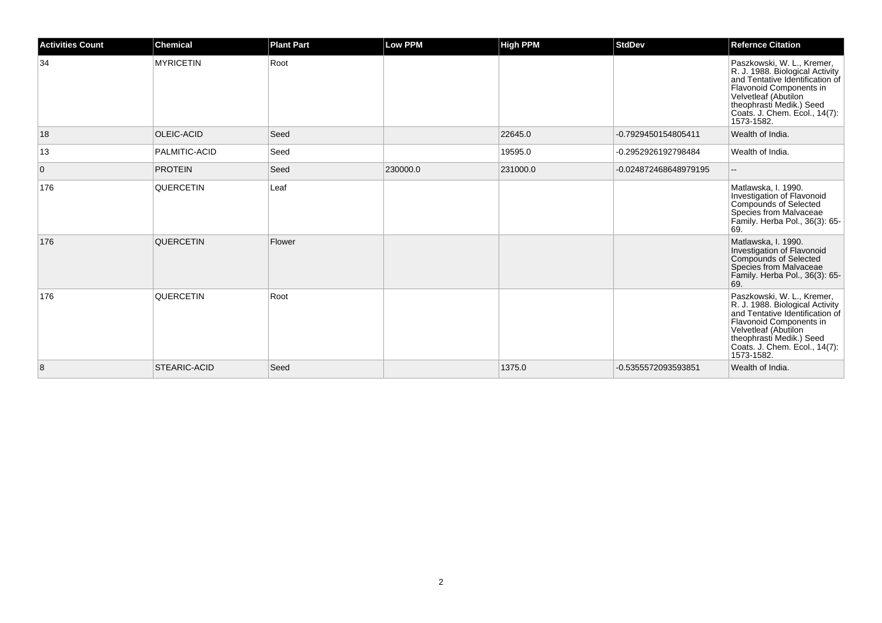| Activities Count | Chemical | Plant Part | Low PPM | High PPM | StdDev | Refernce Citation |
| --- | --- | --- | --- | --- | --- | --- |
| 34 | MYRICETIN | Root | | | | Paszkowski, W. L., Kremer, R. J. 1988. Biological Activity and Tentative Identification of Flavonoid Components in Velvetleaf (Abutilon theophrasti Medik.) Seed Coats. J. Chem. Ecol., 14(7): 1573-1582. |
| 18 | OLEIC-ACID | Seed | | 22645.0 | -0.7929450154805411 | Wealth of India. |
| 13 | PALMITIC-ACID | Seed | | 19595.0 | -0.2952926192798484 | Wealth of India. |
| 0 | PROTEIN | Seed | 230000.0 | 231000.0 | -0.024872468648979195 | -- |
| 176 | QUERCETIN | Leaf | | | | Matlawska, I. 1990. Investigation of Flavonoid Compounds of Selected Species from Malvaceae Family. Herba Pol., 36(3): 65-69. |
| 176 | QUERCETIN | Flower | | | | Matlawska, I. 1990. Investigation of Flavonoid Compounds of Selected Species from Malvaceae Family. Herba Pol., 36(3): 65-69. |
| 176 | QUERCETIN | Root | | | | Paszkowski, W. L., Kremer, R. J. 1988. Biological Activity and Tentative Identification of Flavonoid Components in Velvetleaf (Abutilon theophrasti Medik.) Seed Coats. J. Chem. Ecol., 14(7): 1573-1582. |
| 8 | STEARIC-ACID | Seed | | 1375.0 | -0.5355572093593851 | Wealth of India. |